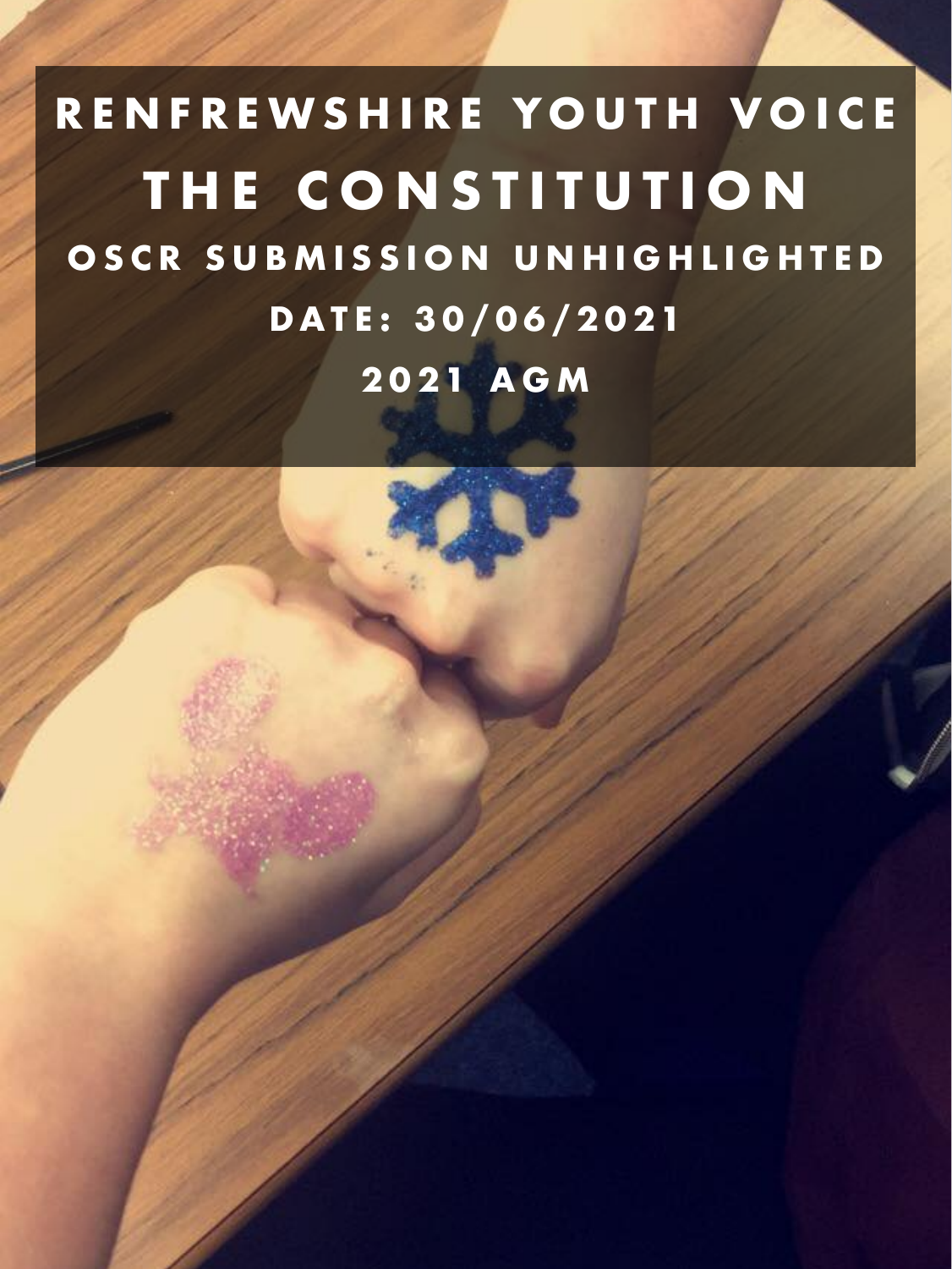# RENFREWSHIRE YOUTH VOICE

# THE CONSTITUTION

## OSCR SUBMISSION UNHIGHLIGHTED

### DATE: 30/06/2021

### 2021 AGM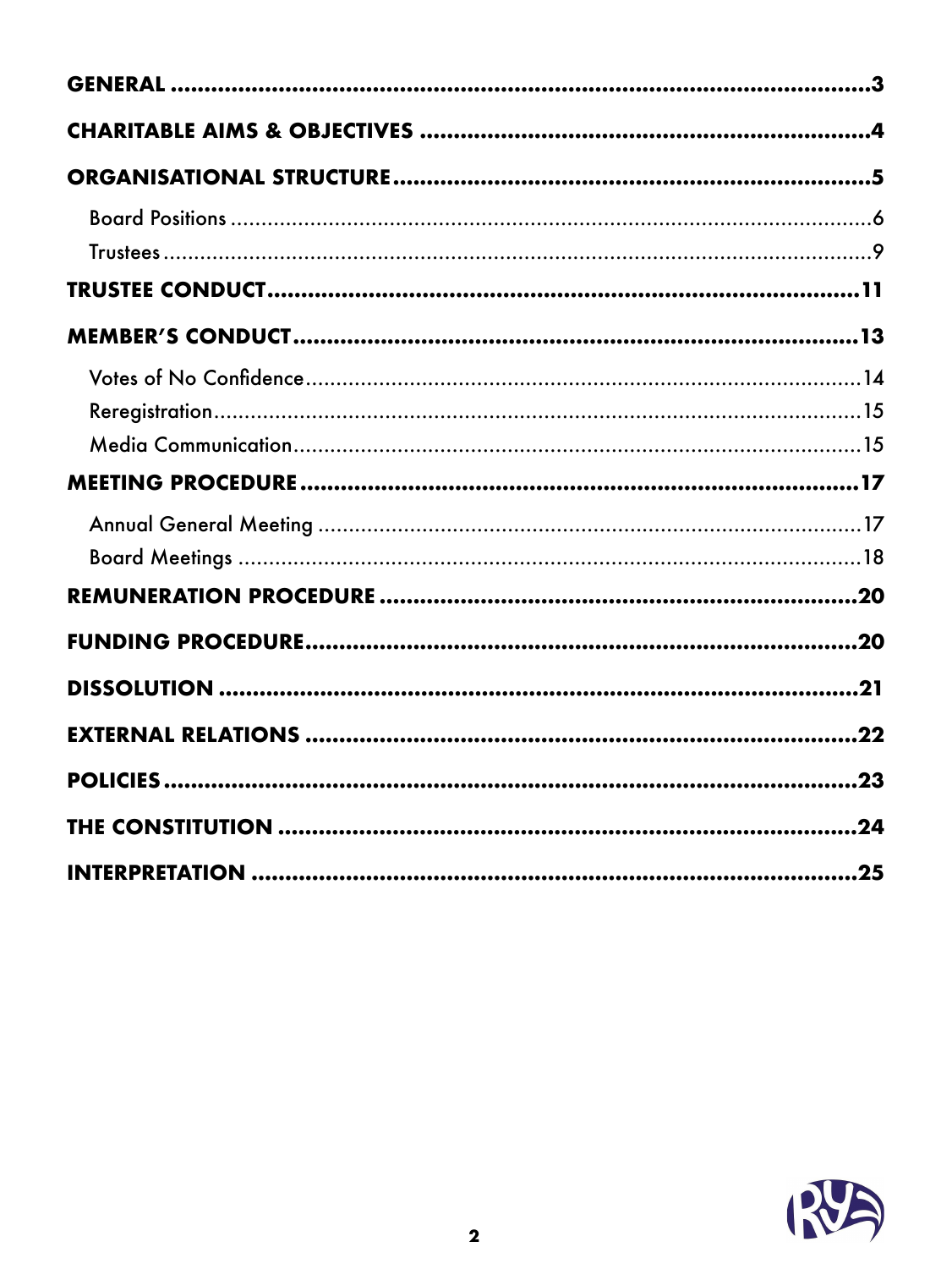**GENERAL** ........................................................................................... 3

**CHARITABLE AIMS & OBJECTIVES** ........................................................... 4

**ORGANISATIONAL STRUCTURE** ................................................................ 5

- Board Positions ................................................................................... 6
- Trustees ............................................................................................ 9

**TRUSTEE CONDUCT** ............................................................................... 11

**MEMBER'S CONDUCT** ............................................................................. 13

- Votes of No Confidence ....................................................................... 14
- Reregistration .................................................................................... 15
- Media Communication ......................................................................... 15

**MEETING PROCEDURE** ........................................................................... 17

- Annual General Meeting ...................................................................... 17
- Board Meetings ................................................................................... 18

**REMUNERATION PROCEDURE** ................................................................. 20

**FUNDING PROCEDURE** .......................................................................... 20

**DISSOLUTION** ........................................................................................ 21

**EXTERNAL RELATIONS** ........................................................................... 22

**POLICIES** .............................................................................................. 23

**THE CONSTITUTION** .............................................................................. 24

**INTERPRETATION** .................................................................................. 25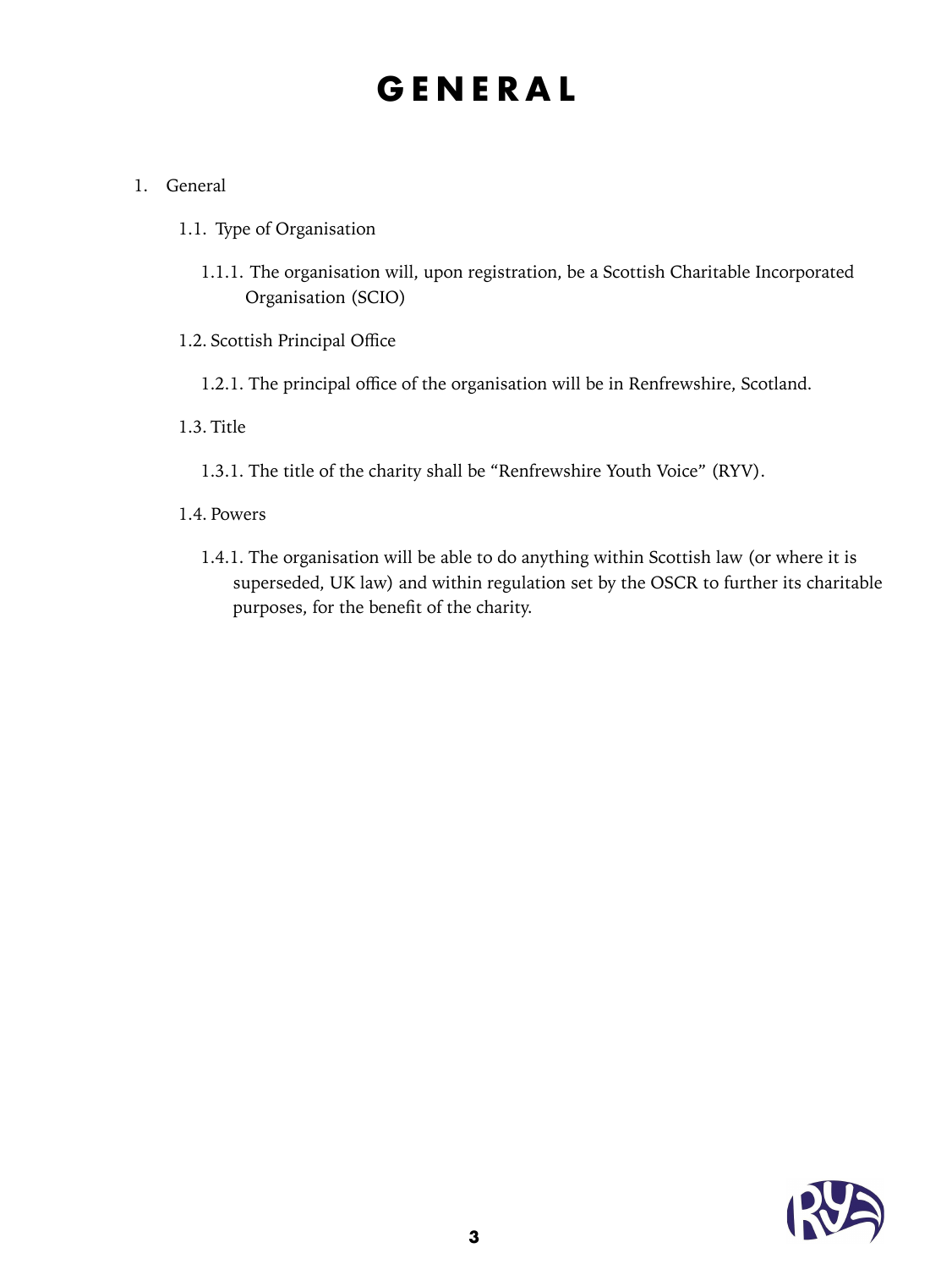# GENERAL

1. General

    1.1. Type of Organisation

        1.1.1. The organisation will, upon registration, be a Scottish Charitable Incorporated Organisation (SCIO)

    1.2. Scottish Principal Office

        1.2.1. The principal office of the organisation will be in Renfrewshire, Scotland.

    1.3. Title

        1.3.1. The title of the charity shall be "Renfrewshire Youth Voice" (RYV).

    1.4. Powers

        1.4.1. The organisation will be able to do anything within Scottish law (or where it is superseded, UK law) and within regulation set by the OSCR to further its charitable purposes, for the benefit of the charity.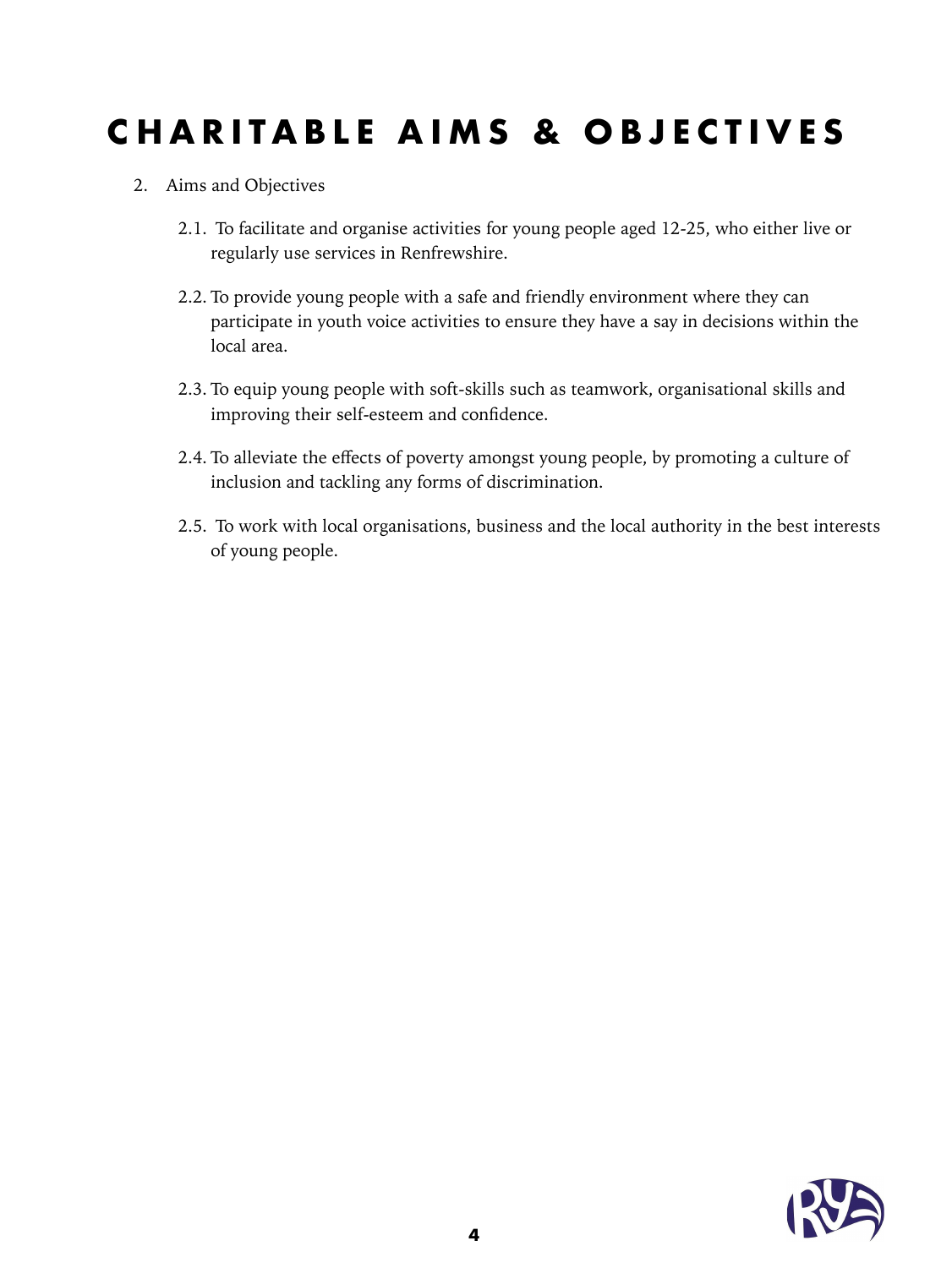# CHARITABLE AIMS & OBJECTIVES

2. Aims and Objectives

   2.1. To facilitate and organise activities for young people aged 12-25, who either live or regularly use services in Renfrewshire.

   2.2. To provide young people with a safe and friendly environment where they can participate in youth voice activities to ensure they have a say in decisions within the local area.

   2.3. To equip young people with soft-skills such as teamwork, organisational skills and improving their self-esteem and confidence.

   2.4. To alleviate the effects of poverty amongst young people, by promoting a culture of inclusion and tackling any forms of discrimination.

   2.5. To work with local organisations, business and the local authority in the best interests of young people.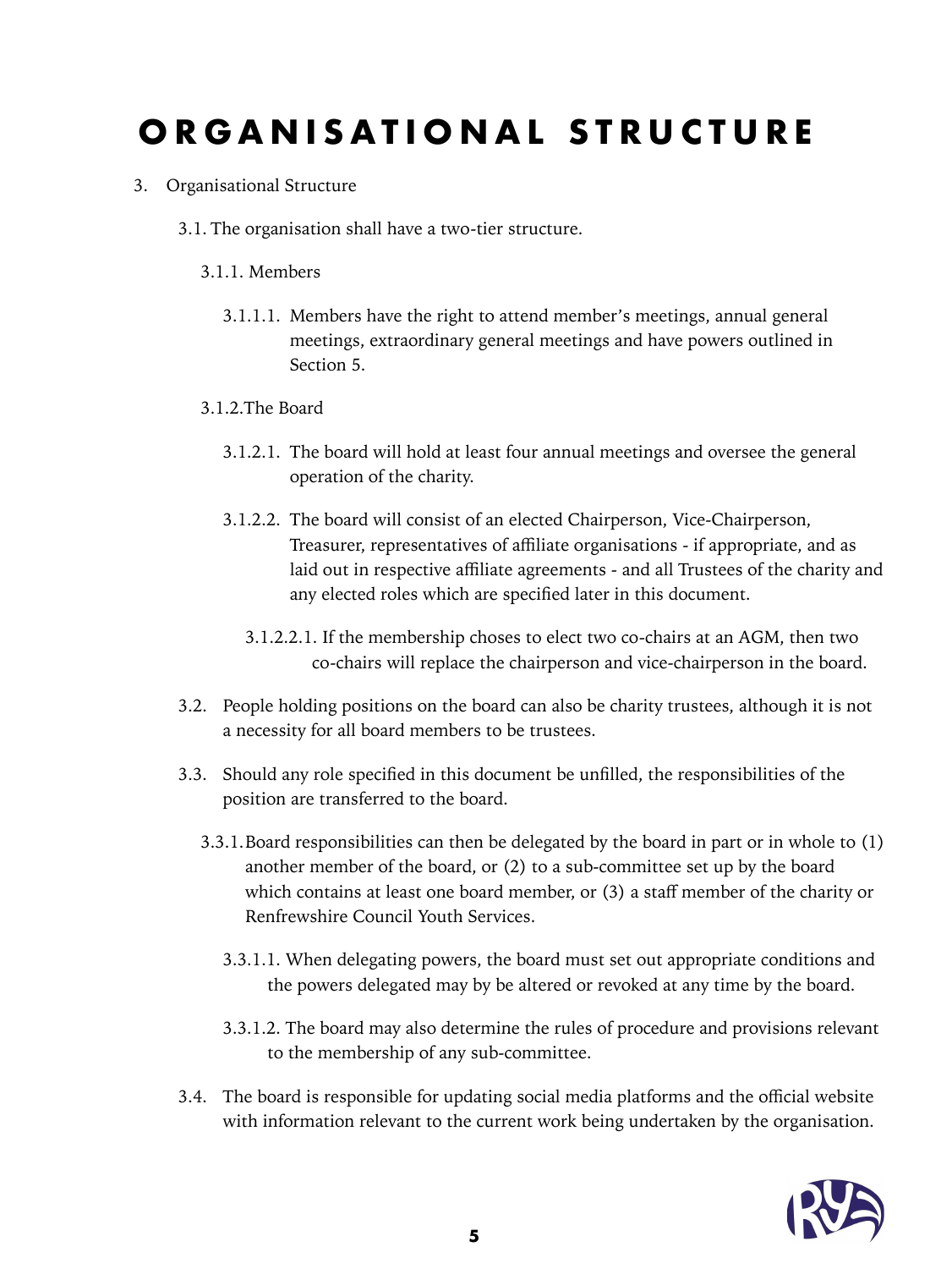# ORGANISATIONAL STRUCTURE

3. Organisational Structure

   3.1. The organisation shall have a two-tier structure.

      3.1.1. Members

         3.1.1.1. Members have the right to attend member's meetings, annual general meetings, extraordinary general meetings and have powers outlined in Section 5.

      3.1.2. The Board

         3.1.2.1. The board will hold at least four annual meetings and oversee the general operation of the charity.

         3.1.2.2. The board will consist of an elected Chairperson, Vice-Chairperson, Treasurer, representatives of affiliate organisations - if appropriate, and as laid out in respective affiliate agreements - and all Trustees of the charity and any elected roles which are specified later in this document.

            3.1.2.2.1. If the membership choses to elect two co-chairs at an AGM, then two co-chairs will replace the chairperson and vice-chairperson in the board.

   3.2. People holding positions on the board can also be charity trustees, although it is not a necessity for all board members to be trustees.

   3.3. Should any role specified in this document be unfilled, the responsibilities of the position are transferred to the board.

      3.3.1. Board responsibilities can then be delegated by the board in part or in whole to (1) another member of the board, or (2) to a sub-committee set up by the board which contains at least one board member, or (3) a staff member of the charity or Renfrewshire Council Youth Services.

         3.3.1.1. When delegating powers, the board must set out appropriate conditions and the powers delegated may by be altered or revoked at any time by the board.

         3.3.1.2. The board may also determine the rules of procedure and provisions relevant to the membership of any sub-committee.

   3.4. The board is responsible for updating social media platforms and the official website with information relevant to the current work being undertaken by the organisation.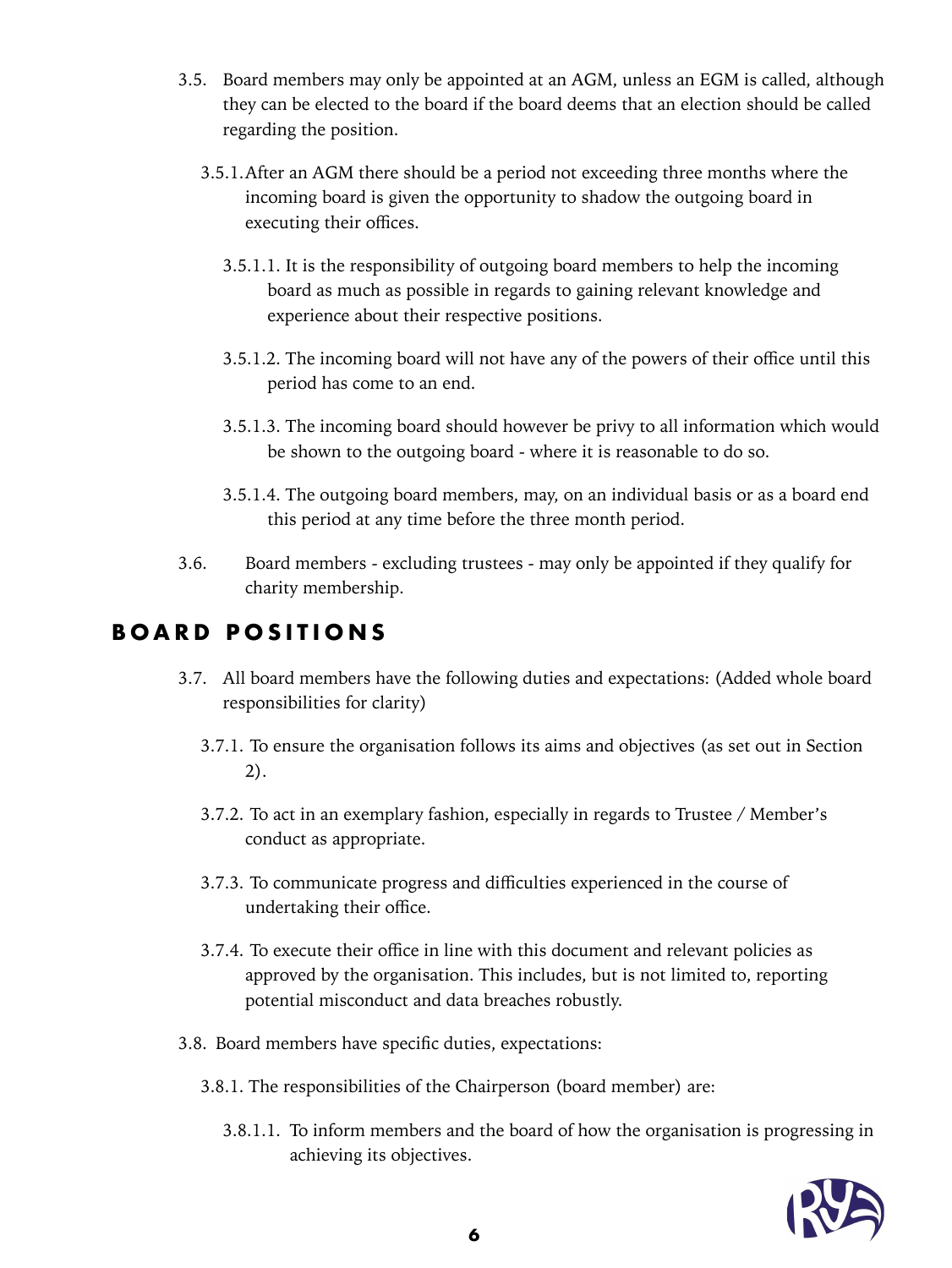3.5. Board members may only be appointed at an AGM, unless an EGM is called, although they can be elected to the board if the board deems that an election should be called regarding the position.

3.5.1. After an AGM there should be a period not exceeding three months where the incoming board is given the opportunity to shadow the outgoing board in executing their offices.

3.5.1.1. It is the responsibility of outgoing board members to help the incoming board as much as possible in regards to gaining relevant knowledge and experience about their respective positions.

3.5.1.2. The incoming board will not have any of the powers of their office until this period has come to an end.

3.5.1.3. The incoming board should however be privy to all information which would be shown to the outgoing board - where it is reasonable to do so.

3.5.1.4. The outgoing board members, may, on an individual basis or as a board end this period at any time before the three month period.

3.6. Board members - excluding trustees - may only be appointed if they qualify for charity membership.

## BOARD POSITIONS

3.7. All board members have the following duties and expectations: (Added whole board responsibilities for clarity)

3.7.1. To ensure the organisation follows its aims and objectives (as set out in Section 2).

3.7.2. To act in an exemplary fashion, especially in regards to Trustee / Member's conduct as appropriate.

3.7.3. To communicate progress and difficulties experienced in the course of undertaking their office.

3.7.4. To execute their office in line with this document and relevant policies as approved by the organisation. This includes, but is not limited to, reporting potential misconduct and data breaches robustly.

3.8. Board members have specific duties, expectations:

3.8.1. The responsibilities of the Chairperson (board member) are:

3.8.1.1. To inform members and the board of how the organisation is progressing in achieving its objectives.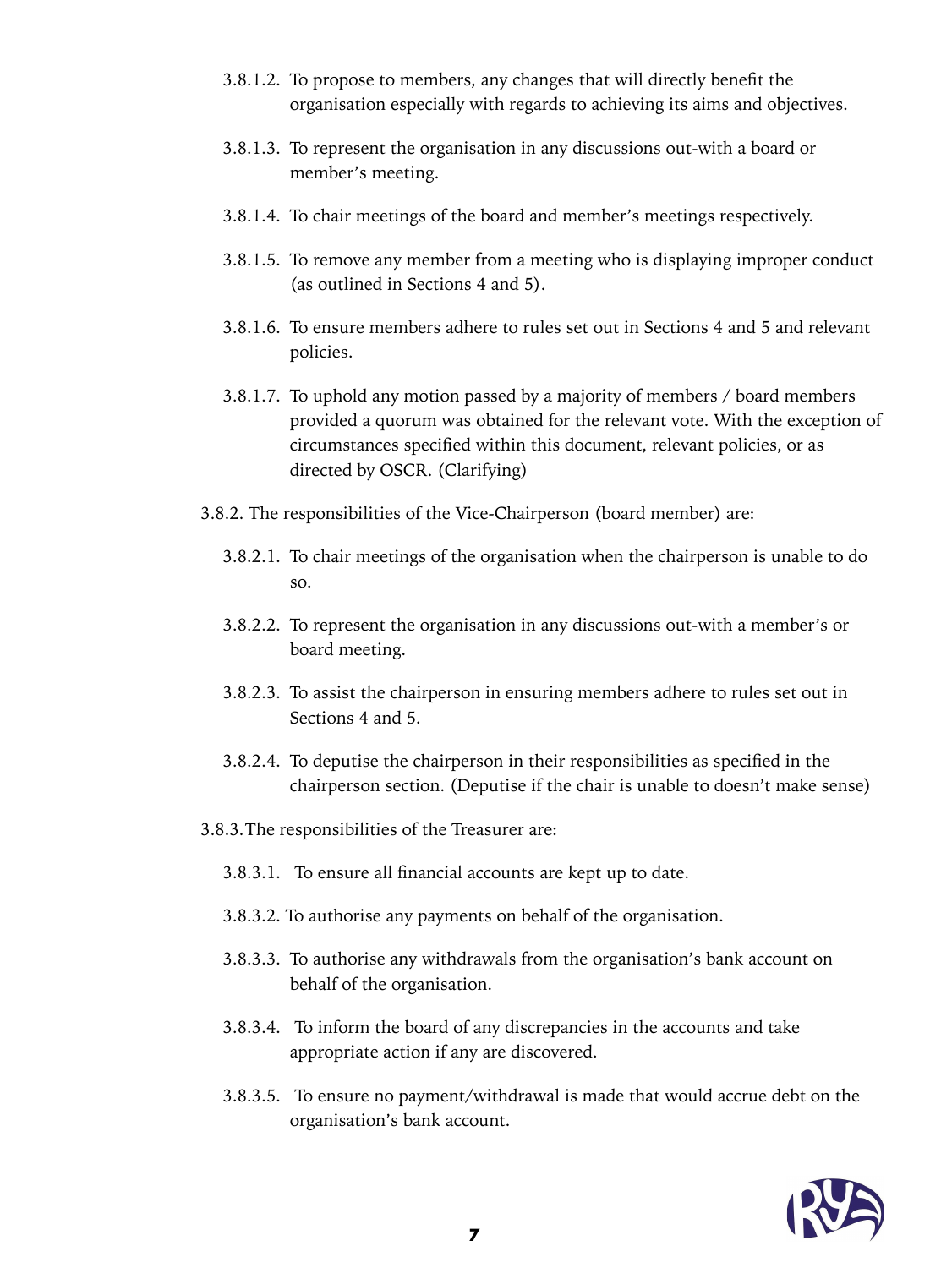3.8.1.2. To propose to members, any changes that will directly benefit the organisation especially with regards to achieving its aims and objectives.

3.8.1.3. To represent the organisation in any discussions out-with a board or member's meeting.

3.8.1.4. To chair meetings of the board and member's meetings respectively.

3.8.1.5. To remove any member from a meeting who is displaying improper conduct (as outlined in Sections 4 and 5).

3.8.1.6. To ensure members adhere to rules set out in Sections 4 and 5 and relevant policies.

3.8.1.7. To uphold any motion passed by a majority of members / board members provided a quorum was obtained for the relevant vote. With the exception of circumstances specified within this document, relevant policies, or as directed by OSCR. (Clarifying)

3.8.2. The responsibilities of the Vice-Chairperson (board member) are:

3.8.2.1. To chair meetings of the organisation when the chairperson is unable to do so.

3.8.2.2. To represent the organisation in any discussions out-with a member's or board meeting.

3.8.2.3. To assist the chairperson in ensuring members adhere to rules set out in Sections 4 and 5.

3.8.2.4. To deputise the chairperson in their responsibilities as specified in the chairperson section. (Deputise if the chair is unable to doesn't make sense)

3.8.3. The responsibilities of the Treasurer are:

3.8.3.1. To ensure all financial accounts are kept up to date.

3.8.3.2. To authorise any payments on behalf of the organisation.

3.8.3.3. To authorise any withdrawals from the organisation's bank account on behalf of the organisation.

3.8.3.4. To inform the board of any discrepancies in the accounts and take appropriate action if any are discovered.

3.8.3.5. To ensure no payment/withdrawal is made that would accrue debt on the organisation's bank account.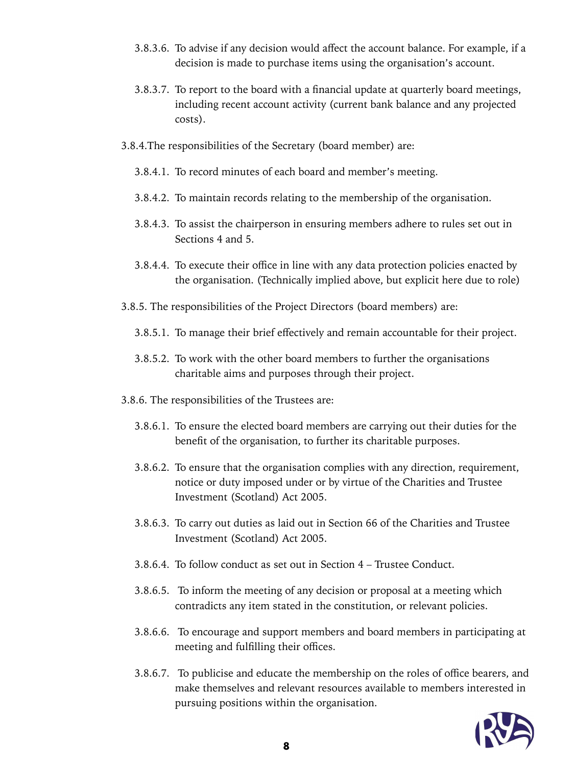3.8.3.6. To advise if any decision would affect the account balance. For example, if a decision is made to purchase items using the organisation's account.

3.8.3.7. To report to the board with a financial update at quarterly board meetings, including recent account activity (current bank balance and any projected costs).

3.8.4.The responsibilities of the Secretary (board member) are:

3.8.4.1. To record minutes of each board and member's meeting.

3.8.4.2. To maintain records relating to the membership of the organisation.

3.8.4.3. To assist the chairperson in ensuring members adhere to rules set out in Sections 4 and 5.

3.8.4.4. To execute their office in line with any data protection policies enacted by the organisation. (Technically implied above, but explicit here due to role)

3.8.5. The responsibilities of the Project Directors (board members) are:

3.8.5.1. To manage their brief effectively and remain accountable for their project.

3.8.5.2. To work with the other board members to further the organisations charitable aims and purposes through their project.

3.8.6. The responsibilities of the Trustees are:

3.8.6.1. To ensure the elected board members are carrying out their duties for the benefit of the organisation, to further its charitable purposes.

3.8.6.2. To ensure that the organisation complies with any direction, requirement, notice or duty imposed under or by virtue of the Charities and Trustee Investment (Scotland) Act 2005.

3.8.6.3. To carry out duties as laid out in Section 66 of the Charities and Trustee Investment (Scotland) Act 2005.

3.8.6.4. To follow conduct as set out in Section 4 – Trustee Conduct.

3.8.6.5. To inform the meeting of any decision or proposal at a meeting which contradicts any item stated in the constitution, or relevant policies.

3.8.6.6. To encourage and support members and board members in participating at meeting and fulfilling their offices.

3.8.6.7. To publicise and educate the membership on the roles of office bearers, and make themselves and relevant resources available to members interested in pursuing positions within the organisation.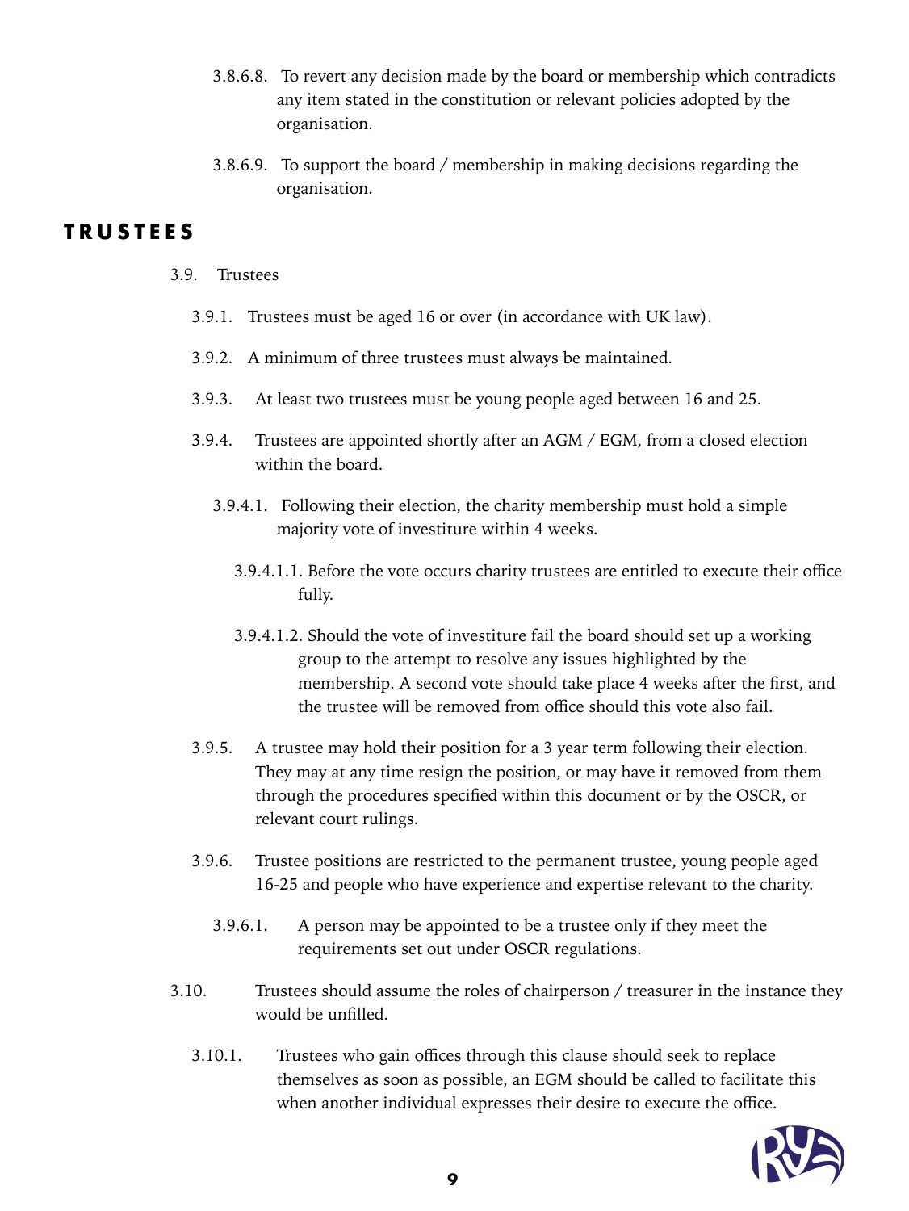3.8.6.8. To revert any decision made by the board or membership which contradicts any item stated in the constitution or relevant policies adopted by the organisation.

3.8.6.9. To support the board / membership in making decisions regarding the organisation.

## TRUSTEES

3.9. Trustees

3.9.1. Trustees must be aged 16 or over (in accordance with UK law).

3.9.2. A minimum of three trustees must always be maintained.

3.9.3. At least two trustees must be young people aged between 16 and 25.

3.9.4. Trustees are appointed shortly after an AGM / EGM, from a closed election within the board.

3.9.4.1. Following their election, the charity membership must hold a simple majority vote of investiture within 4 weeks.

3.9.4.1.1. Before the vote occurs charity trustees are entitled to execute their office fully.

3.9.4.1.2. Should the vote of investiture fail the board should set up a working group to the attempt to resolve any issues highlighted by the membership. A second vote should take place 4 weeks after the first, and the trustee will be removed from office should this vote also fail.

3.9.5. A trustee may hold their position for a 3 year term following their election. They may at any time resign the position, or may have it removed from them through the procedures specified within this document or by the OSCR, or relevant court rulings.

3.9.6. Trustee positions are restricted to the permanent trustee, young people aged 16-25 and people who have experience and expertise relevant to the charity.

3.9.6.1. A person may be appointed to be a trustee only if they meet the requirements set out under OSCR regulations.

3.10. Trustees should assume the roles of chairperson / treasurer in the instance they would be unfilled.

3.10.1. Trustees who gain offices through this clause should seek to replace themselves as soon as possible, an EGM should be called to facilitate this when another individual expresses their desire to execute the office.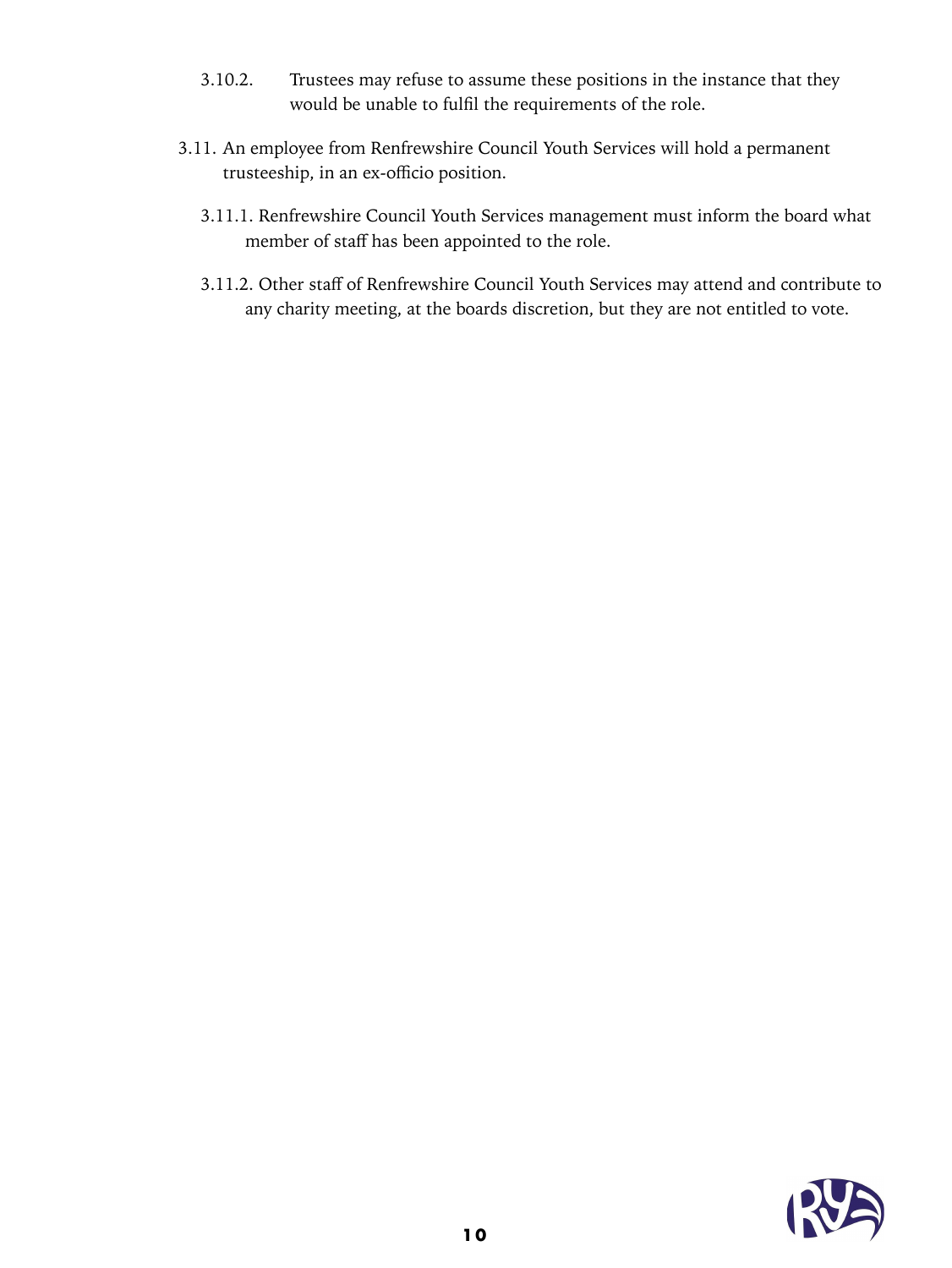3.10.2. Trustees may refuse to assume these positions in the instance that they would be unable to fulfil the requirements of the role.

3.11. An employee from Renfrewshire Council Youth Services will hold a permanent trusteeship, in an ex-officio position.

3.11.1. Renfrewshire Council Youth Services management must inform the board what member of staff has been appointed to the role.

3.11.2. Other staff of Renfrewshire Council Youth Services may attend and contribute to any charity meeting, at the boards discretion, but they are not entitled to vote.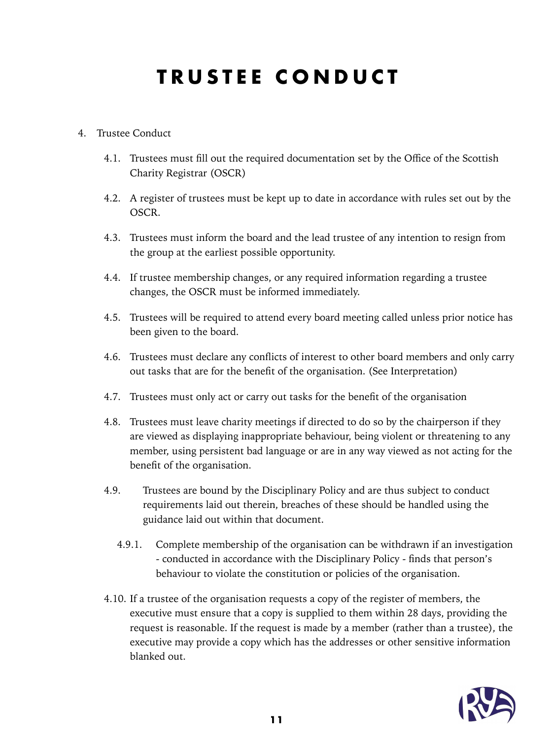# TRUSTEE CONDUCT

4. Trustee Conduct

   4.1. Trustees must fill out the required documentation set by the Office of the Scottish Charity Registrar (OSCR)

   4.2. A register of trustees must be kept up to date in accordance with rules set out by the OSCR.

   4.3. Trustees must inform the board and the lead trustee of any intention to resign from the group at the earliest possible opportunity.

   4.4. If trustee membership changes, or any required information regarding a trustee changes, the OSCR must be informed immediately.

   4.5. Trustees will be required to attend every board meeting called unless prior notice has been given to the board.

   4.6. Trustees must declare any conflicts of interest to other board members and only carry out tasks that are for the benefit of the organisation. (See Interpretation)

   4.7. Trustees must only act or carry out tasks for the benefit of the organisation

   4.8. Trustees must leave charity meetings if directed to do so by the chairperson if they are viewed as displaying inappropriate behaviour, being violent or threatening to any member, using persistent bad language or are in any way viewed as not acting for the benefit of the organisation.

   4.9. Trustees are bound by the Disciplinary Policy and are thus subject to conduct requirements laid out therein, breaches of these should be handled using the guidance laid out within that document.

      4.9.1. Complete membership of the organisation can be withdrawn if an investigation - conducted in accordance with the Disciplinary Policy - finds that person's behaviour to violate the constitution or policies of the organisation.

   4.10. If a trustee of the organisation requests a copy of the register of members, the executive must ensure that a copy is supplied to them within 28 days, providing the request is reasonable. If the request is made by a member (rather than a trustee), the executive may provide a copy which has the addresses or other sensitive information blanked out.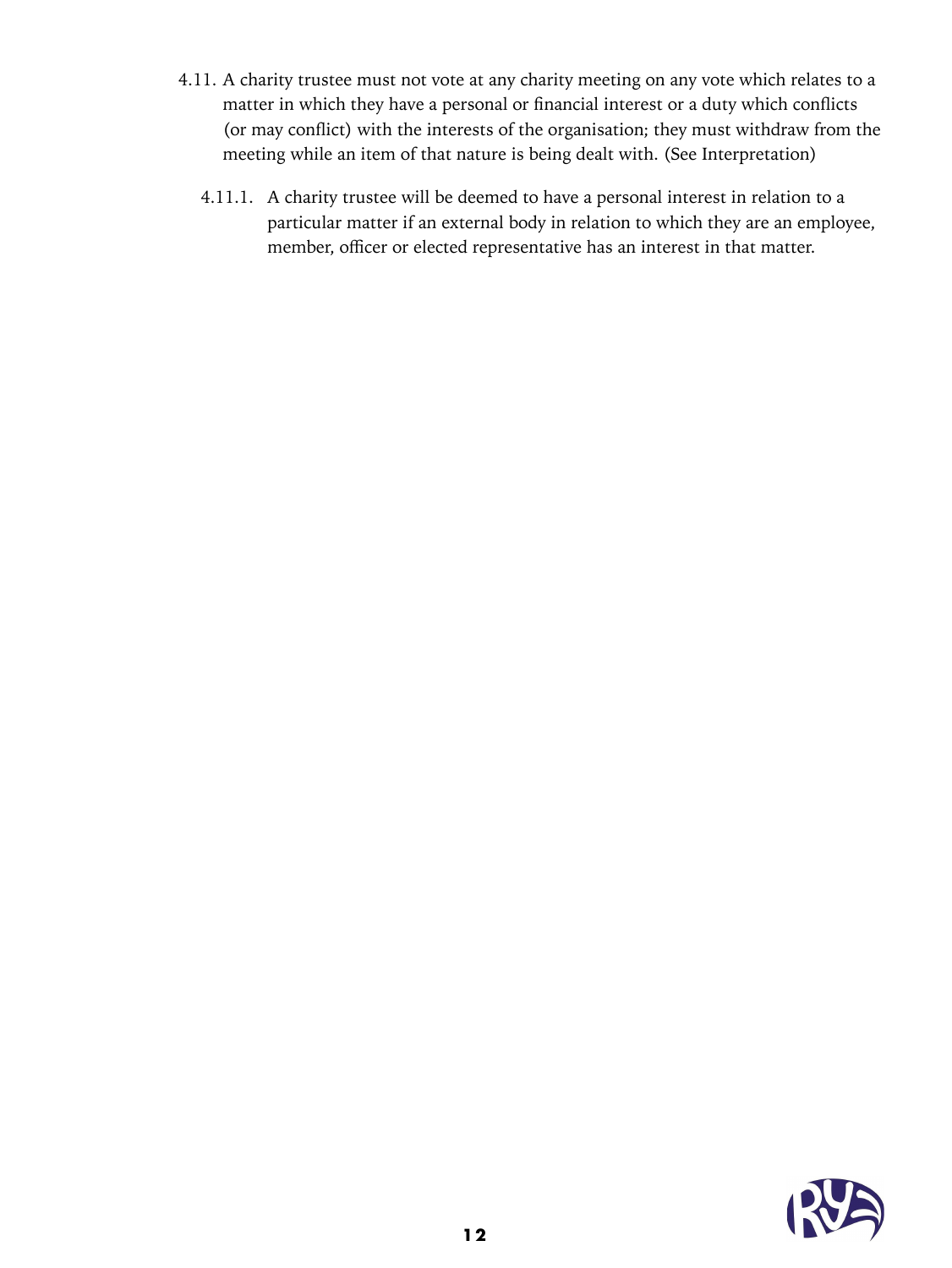4.11. A charity trustee must not vote at any charity meeting on any vote which relates to a matter in which they have a personal or financial interest or a duty which conflicts (or may conflict) with the interests of the organisation; they must withdraw from the meeting while an item of that nature is being dealt with. (See Interpretation)

4.11.1. A charity trustee will be deemed to have a personal interest in relation to a particular matter if an external body in relation to which they are an employee, member, officer or elected representative has an interest in that matter.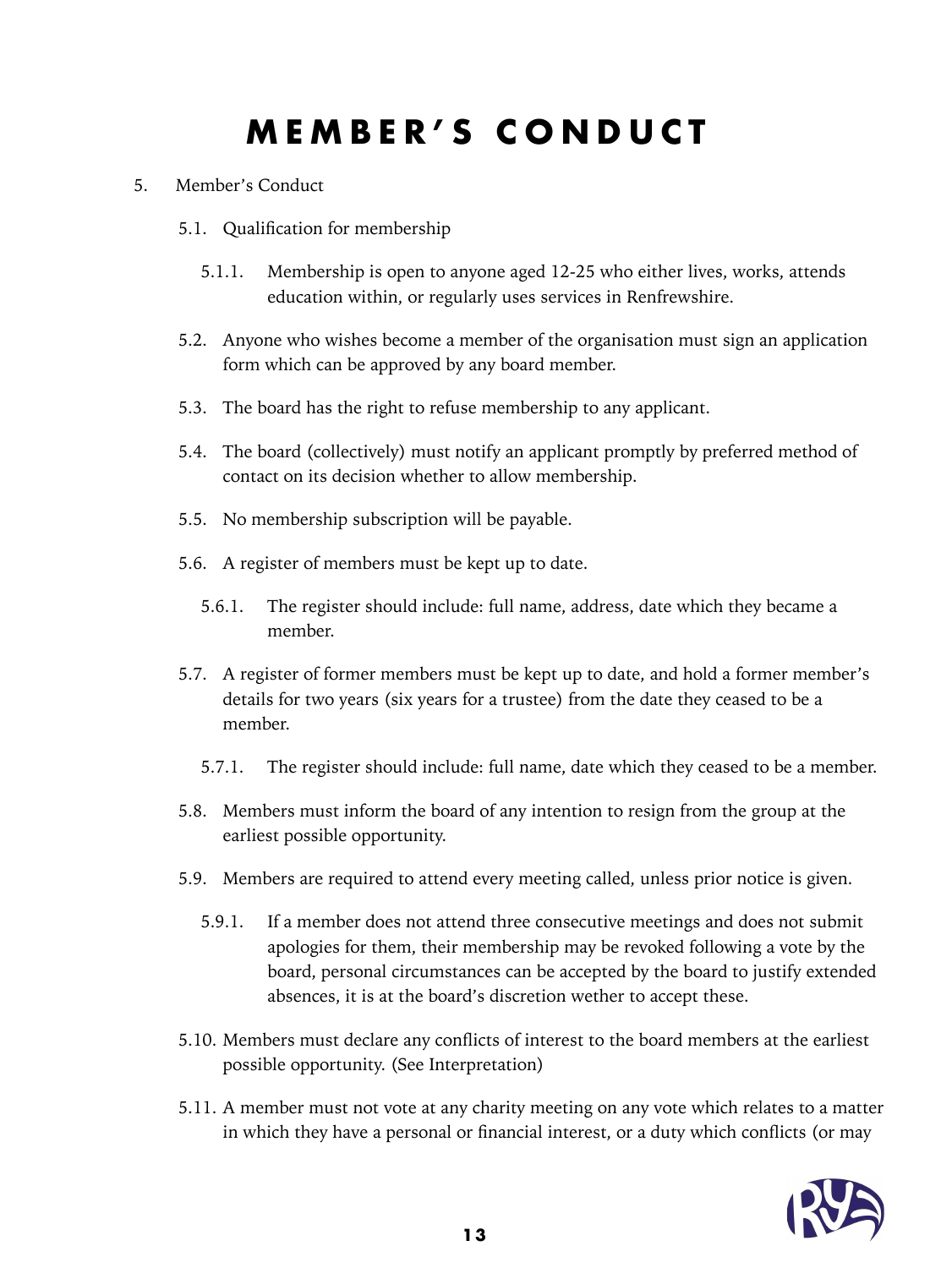# MEMBER'S CONDUCT

5. Member's Conduct

   5.1. Qualification for membership

      5.1.1. Membership is open to anyone aged 12-25 who either lives, works, attends education within, or regularly uses services in Renfrewshire.

   5.2. Anyone who wishes become a member of the organisation must sign an application form which can be approved by any board member.

   5.3. The board has the right to refuse membership to any applicant.

   5.4. The board (collectively) must notify an applicant promptly by preferred method of contact on its decision whether to allow membership.

   5.5. No membership subscription will be payable.

   5.6. A register of members must be kept up to date.

      5.6.1. The register should include: full name, address, date which they became a member.

   5.7. A register of former members must be kept up to date, and hold a former member's details for two years (six years for a trustee) from the date they ceased to be a member.

      5.7.1. The register should include: full name, date which they ceased to be a member.

   5.8. Members must inform the board of any intention to resign from the group at the earliest possible opportunity.

   5.9. Members are required to attend every meeting called, unless prior notice is given.

      5.9.1. If a member does not attend three consecutive meetings and does not submit apologies for them, their membership may be revoked following a vote by the board, personal circumstances can be accepted by the board to justify extended absences, it is at the board's discretion wether to accept these.

   5.10. Members must declare any conflicts of interest to the board members at the earliest possible opportunity. (See Interpretation)

   5.11. A member must not vote at any charity meeting on any vote which relates to a matter in which they have a personal or financial interest, or a duty which conflicts (or may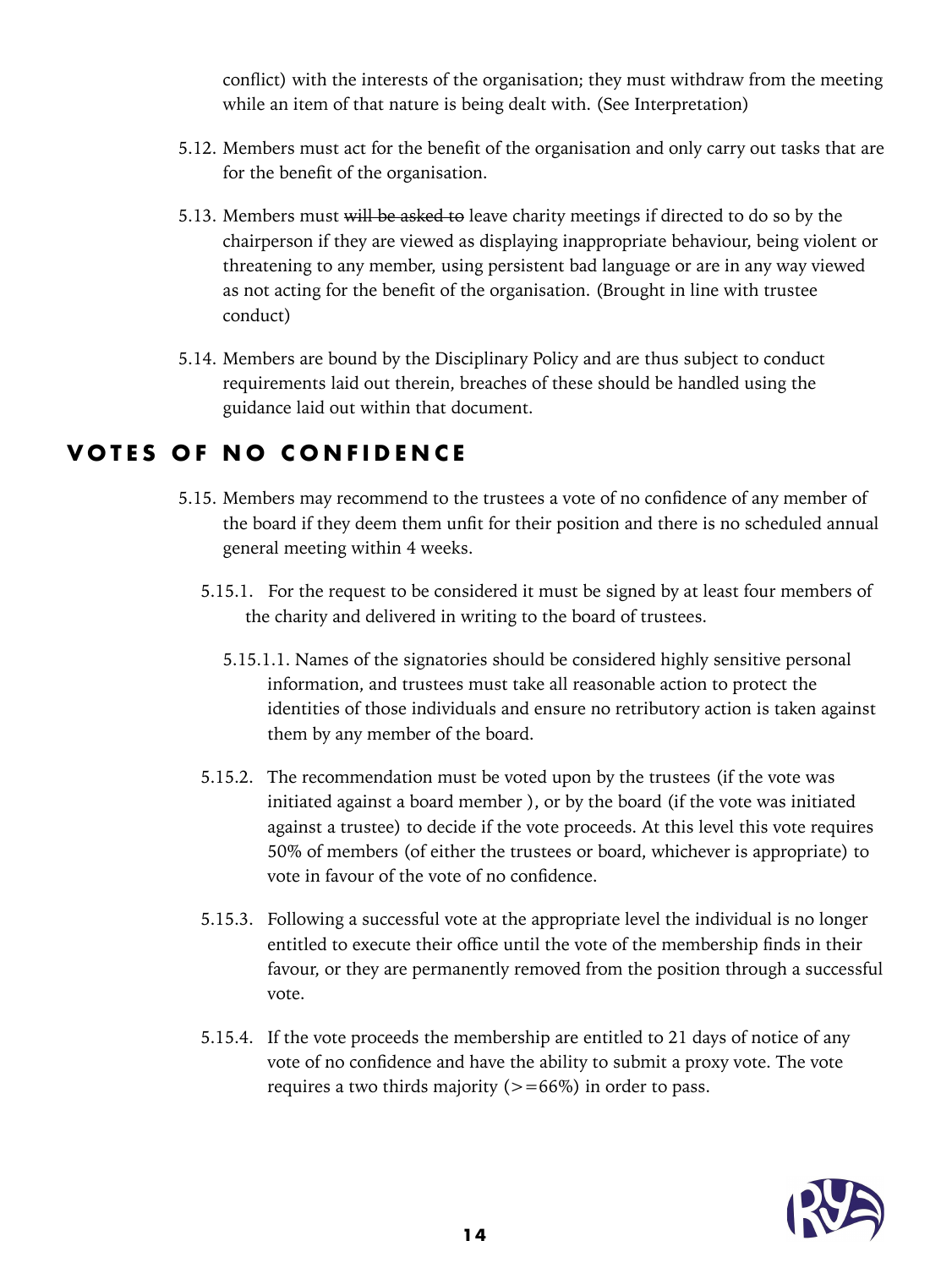conflict) with the interests of the organisation; they must withdraw from the meeting while an item of that nature is being dealt with. (See Interpretation)

5.12. Members must act for the benefit of the organisation and only carry out tasks that are for the benefit of the organisation.

5.13. Members must ~~will be asked to~~ leave charity meetings if directed to do so by the chairperson if they are viewed as displaying inappropriate behaviour, being violent or threatening to any member, using persistent bad language or are in any way viewed as not acting for the benefit of the organisation. (Brought in line with trustee conduct)

5.14. Members are bound by the Disciplinary Policy and are thus subject to conduct requirements laid out therein, breaches of these should be handled using the guidance laid out within that document.

## VOTES OF NO CONFIDENCE

5.15. Members may recommend to the trustees a vote of no confidence of any member of the board if they deem them unfit for their position and there is no scheduled annual general meeting within 4 weeks.

5.15.1. For the request to be considered it must be signed by at least four members of the charity and delivered in writing to the board of trustees.

5.15.1.1. Names of the signatories should be considered highly sensitive personal information, and trustees must take all reasonable action to protect the identities of those individuals and ensure no retributory action is taken against them by any member of the board.

5.15.2. The recommendation must be voted upon by the trustees (if the vote was initiated against a board member ), or by the board (if the vote was initiated against a trustee) to decide if the vote proceeds. At this level this vote requires 50% of members (of either the trustees or board, whichever is appropriate) to vote in favour of the vote of no confidence.

5.15.3. Following a successful vote at the appropriate level the individual is no longer entitled to execute their office until the vote of the membership finds in their favour, or they are permanently removed from the position through a successful vote.

5.15.4. If the vote proceeds the membership are entitled to 21 days of notice of any vote of no confidence and have the ability to submit a proxy vote. The vote requires a two thirds majority (>=66%) in order to pass.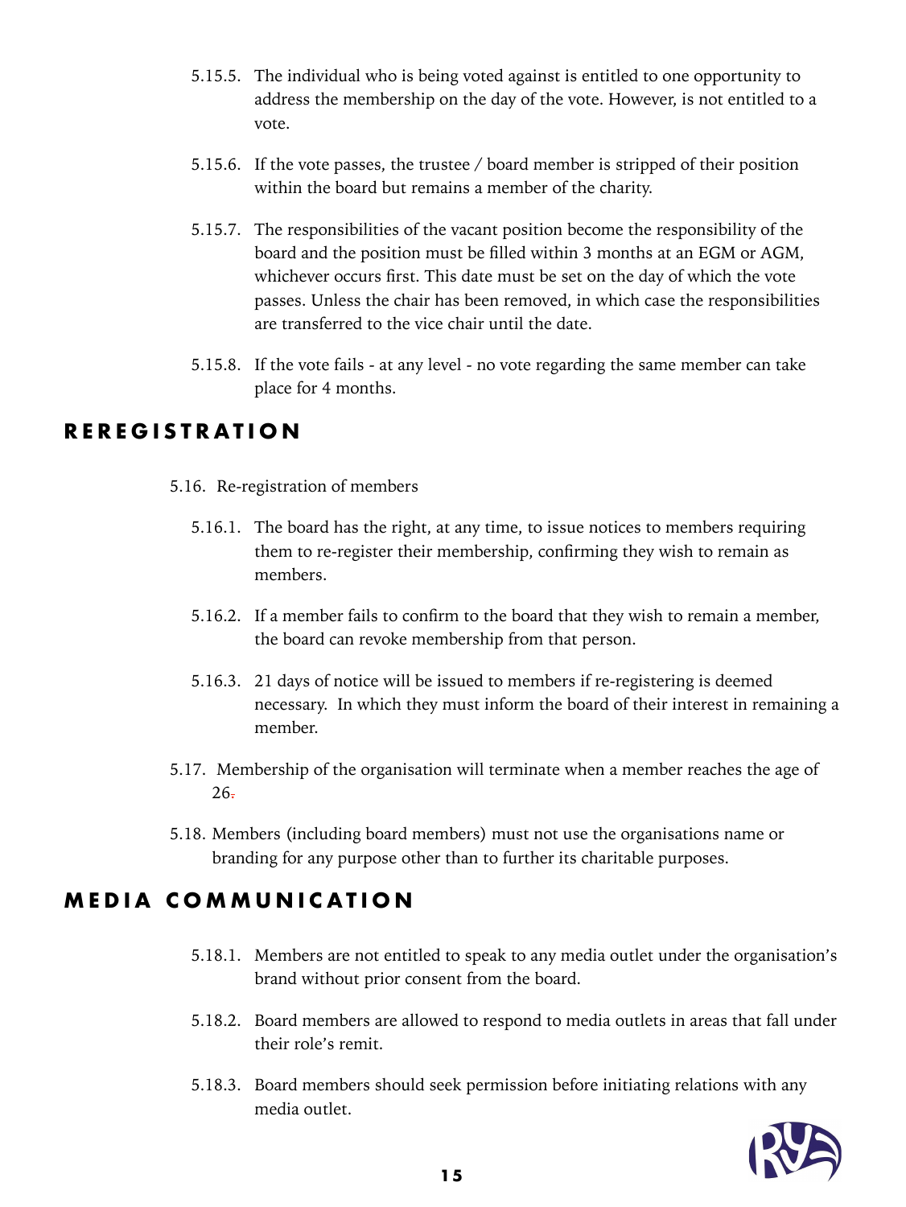5.15.5. The individual who is being voted against is entitled to one opportunity to address the membership on the day of the vote. However, is not entitled to a vote.

5.15.6. If the vote passes, the trustee / board member is stripped of their position within the board but remains a member of the charity.

5.15.7. The responsibilities of the vacant position become the responsibility of the board and the position must be filled within 3 months at an EGM or AGM, whichever occurs first. This date must be set on the day of which the vote passes. Unless the chair has been removed, in which case the responsibilities are transferred to the vice chair until the date.

5.15.8. If the vote fails - at any level - no vote regarding the same member can take place for 4 months.

## REREGISTRATION

5.16. Re-registration of members

5.16.1. The board has the right, at any time, to issue notices to members requiring them to re-register their membership, confirming they wish to remain as members.

5.16.2. If a member fails to confirm to the board that they wish to remain a member, the board can revoke membership from that person.

5.16.3. 21 days of notice will be issued to members if re-registering is deemed necessary. In which they must inform the board of their interest in remaining a member.

5.17. Membership of the organisation will terminate when a member reaches the age of 26.

5.18. Members (including board members) must not use the organisations name or branding for any purpose other than to further its charitable purposes.

## MEDIA COMMUNICATION

5.18.1. Members are not entitled to speak to any media outlet under the organisation's brand without prior consent from the board.

5.18.2. Board members are allowed to respond to media outlets in areas that fall under their role's remit.

5.18.3. Board members should seek permission before initiating relations with any media outlet.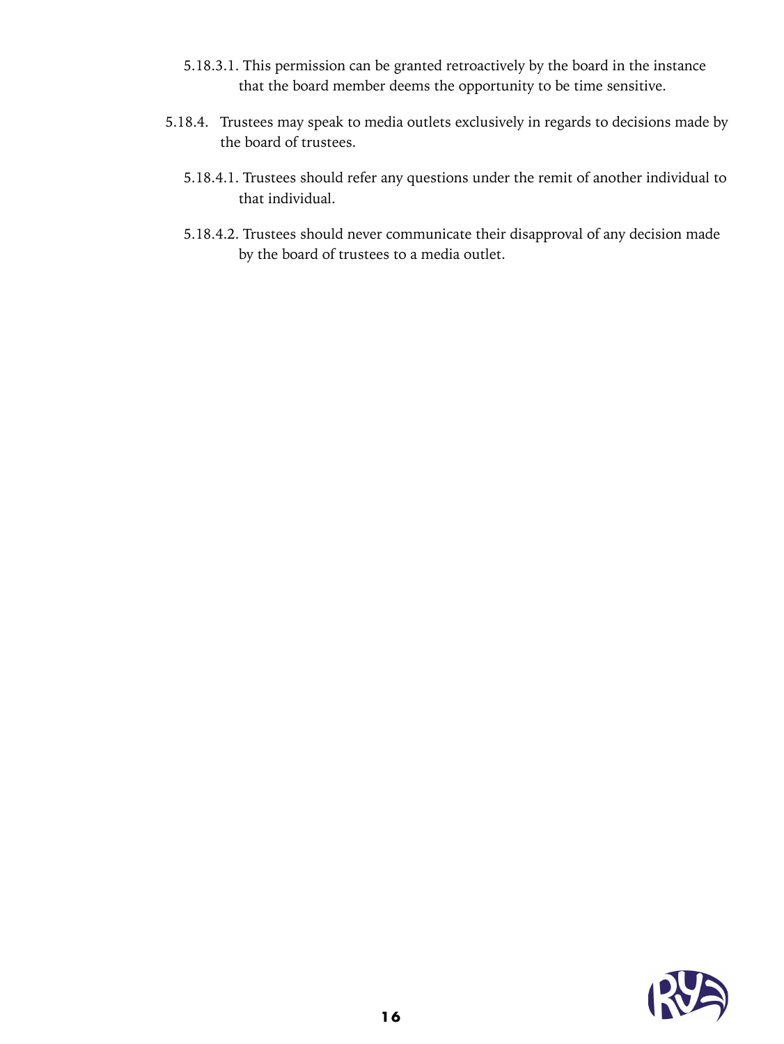5.18.3.1. This permission can be granted retroactively by the board in the instance that the board member deems the opportunity to be time sensitive.

5.18.4. Trustees may speak to media outlets exclusively in regards to decisions made by the board of trustees.

5.18.4.1. Trustees should refer any questions under the remit of another individual to that individual.

5.18.4.2. Trustees should never communicate their disapproval of any decision made by the board of trustees to a media outlet.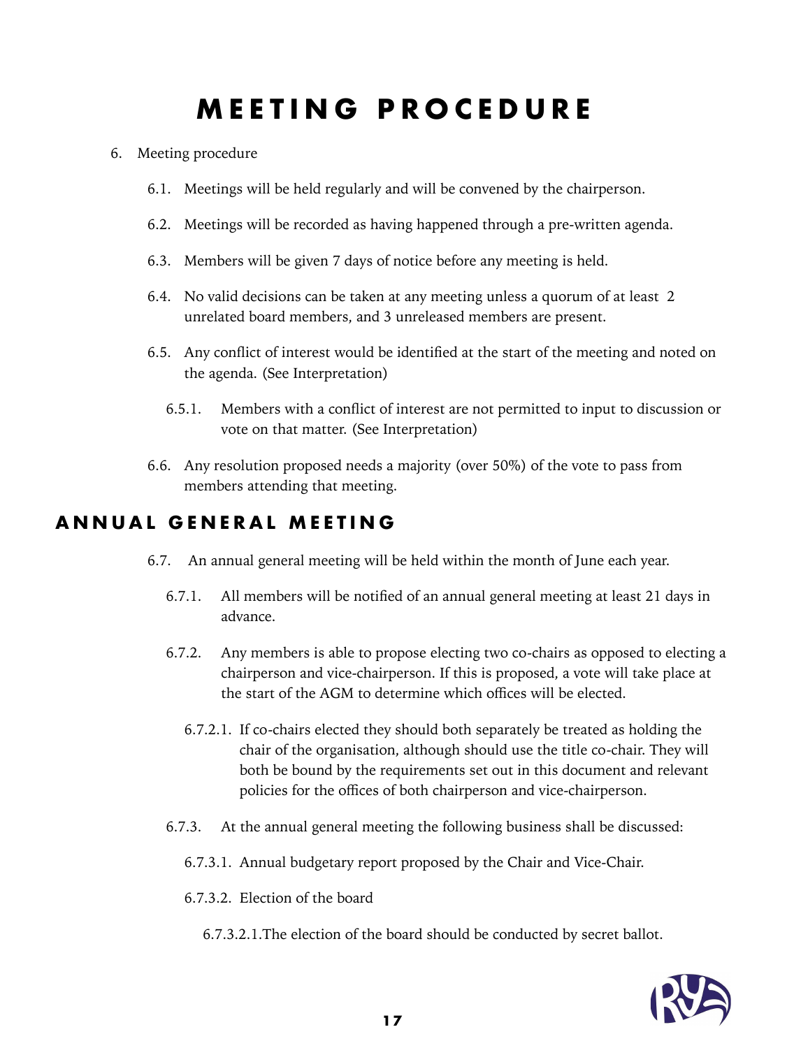# MEETING PROCEDURE

6. Meeting procedure

   6.1. Meetings will be held regularly and will be convened by the chairperson.

   6.2. Meetings will be recorded as having happened through a pre-written agenda.

   6.3. Members will be given 7 days of notice before any meeting is held.

   6.4. No valid decisions can be taken at any meeting unless a quorum of at least 2 unrelated board members, and 3 unreleased members are present.

   6.5. Any conflict of interest would be identified at the start of the meeting and noted on the agenda. (See Interpretation)

      6.5.1. Members with a conflict of interest are not permitted to input to discussion or vote on that matter. (See Interpretation)

   6.6. Any resolution proposed needs a majority (over 50%) of the vote to pass from members attending that meeting.

## ANNUAL GENERAL MEETING

   6.7. An annual general meeting will be held within the month of June each year.

      6.7.1. All members will be notified of an annual general meeting at least 21 days in advance.

      6.7.2. Any members is able to propose electing two co-chairs as opposed to electing a chairperson and vice-chairperson. If this is proposed, a vote will take place at the start of the AGM to determine which offices will be elected.

         6.7.2.1. If co-chairs elected they should both separately be treated as holding the chair of the organisation, although should use the title co-chair. They will both be bound by the requirements set out in this document and relevant policies for the offices of both chairperson and vice-chairperson.

      6.7.3. At the annual general meeting the following business shall be discussed:

         6.7.3.1. Annual budgetary report proposed by the Chair and Vice-Chair.

         6.7.3.2. Election of the board

            6.7.3.2.1.The election of the board should be conducted by secret ballot.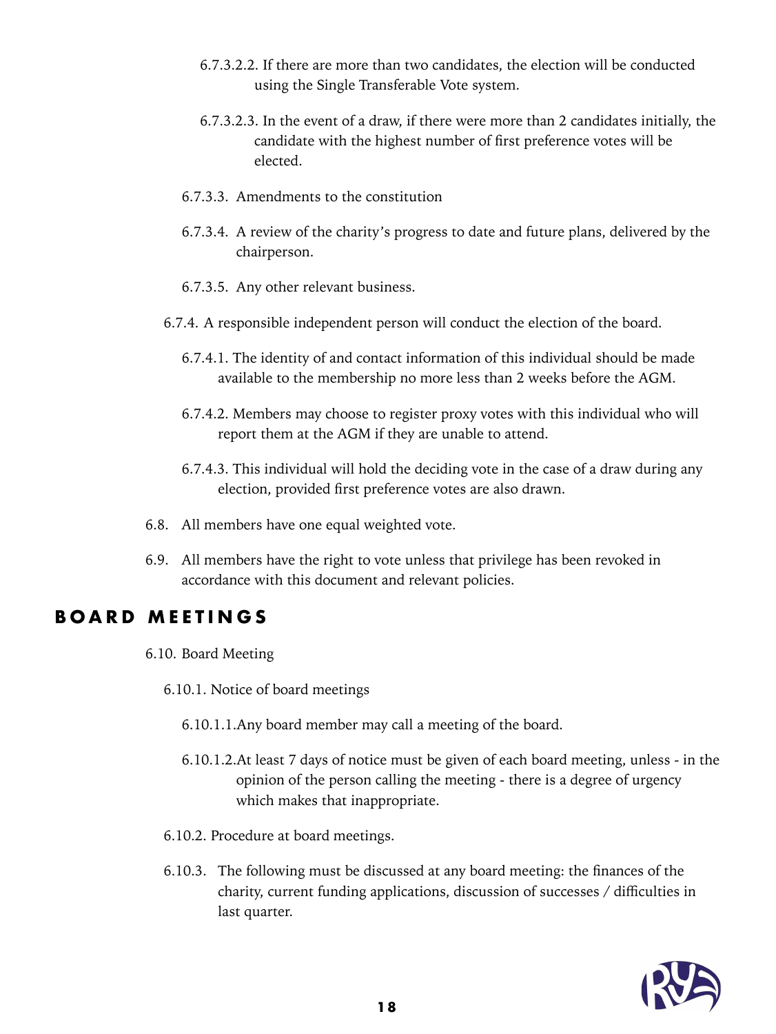6.7.3.2.2. If there are more than two candidates, the election will be conducted using the Single Transferable Vote system.

6.7.3.2.3. In the event of a draw, if there were more than 2 candidates initially, the candidate with the highest number of first preference votes will be elected.

6.7.3.3. Amendments to the constitution

6.7.3.4. A review of the charity's progress to date and future plans, delivered by the chairperson.

6.7.3.5. Any other relevant business.

6.7.4. A responsible independent person will conduct the election of the board.

6.7.4.1. The identity of and contact information of this individual should be made available to the membership no more less than 2 weeks before the AGM.

6.7.4.2. Members may choose to register proxy votes with this individual who will report them at the AGM if they are unable to attend.

6.7.4.3. This individual will hold the deciding vote in the case of a draw during any election, provided first preference votes are also drawn.

6.8. All members have one equal weighted vote.

6.9. All members have the right to vote unless that privilege has been revoked in accordance with this document and relevant policies.

## BOARD MEETINGS

6.10. Board Meeting

6.10.1. Notice of board meetings

6.10.1.1.Any board member may call a meeting of the board.

6.10.1.2.At least 7 days of notice must be given of each board meeting, unless - in the opinion of the person calling the meeting - there is a degree of urgency which makes that inappropriate.

6.10.2. Procedure at board meetings.

6.10.3. The following must be discussed at any board meeting: the finances of the charity, current funding applications, discussion of successes / difficulties in last quarter.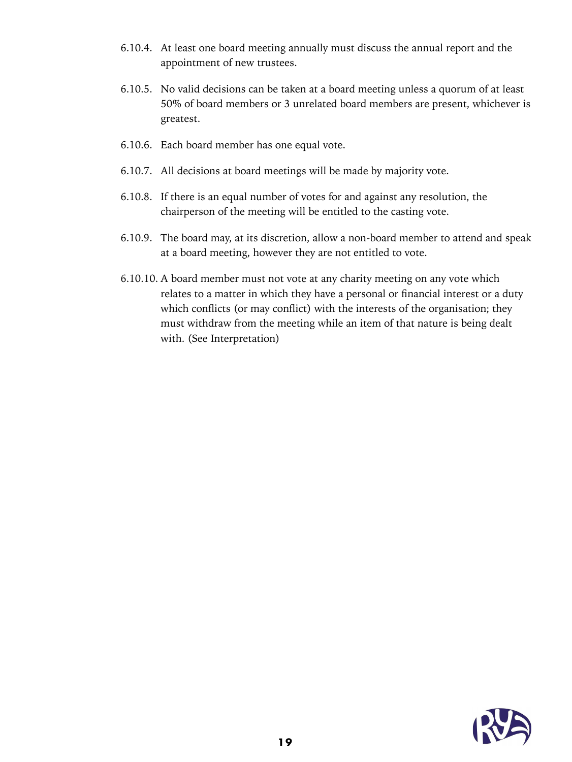6.10.4. At least one board meeting annually must discuss the annual report and the appointment of new trustees.

6.10.5. No valid decisions can be taken at a board meeting unless a quorum of at least 50% of board members or 3 unrelated board members are present, whichever is greatest.

6.10.6. Each board member has one equal vote.

6.10.7. All decisions at board meetings will be made by majority vote.

6.10.8. If there is an equal number of votes for and against any resolution, the chairperson of the meeting will be entitled to the casting vote.

6.10.9. The board may, at its discretion, allow a non-board member to attend and speak at a board meeting, however they are not entitled to vote.

6.10.10. A board member must not vote at any charity meeting on any vote which relates to a matter in which they have a personal or financial interest or a duty which conflicts (or may conflict) with the interests of the organisation; they must withdraw from the meeting while an item of that nature is being dealt with. (See Interpretation)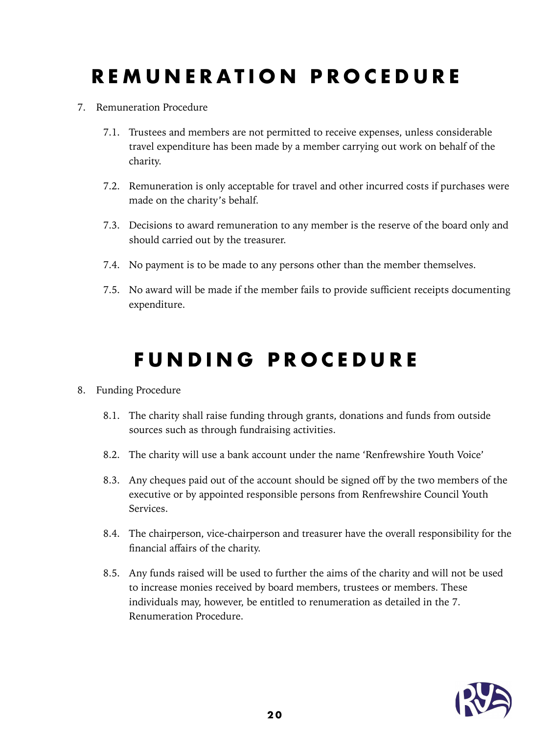# REMUNERATION PROCEDURE

7. Remuneration Procedure

   7.1. Trustees and members are not permitted to receive expenses, unless considerable travel expenditure has been made by a member carrying out work on behalf of the charity.

   7.2. Remuneration is only acceptable for travel and other incurred costs if purchases were made on the charity's behalf.

   7.3. Decisions to award remuneration to any member is the reserve of the board only and should carried out by the treasurer.

   7.4. No payment is to be made to any persons other than the member themselves.

   7.5. No award will be made if the member fails to provide sufficient receipts documenting expenditure.

# FUNDING PROCEDURE

8. Funding Procedure

   8.1. The charity shall raise funding through grants, donations and funds from outside sources such as through fundraising activities.

   8.2. The charity will use a bank account under the name 'Renfrewshire Youth Voice'

   8.3. Any cheques paid out of the account should be signed off by the two members of the executive or by appointed responsible persons from Renfrewshire Council Youth Services.

   8.4. The chairperson, vice-chairperson and treasurer have the overall responsibility for the financial affairs of the charity.

   8.5. Any funds raised will be used to further the aims of the charity and will not be used to increase monies received by board members, trustees or members. These individuals may, however, be entitled to renumeration as detailed in the 7. Renumeration Procedure.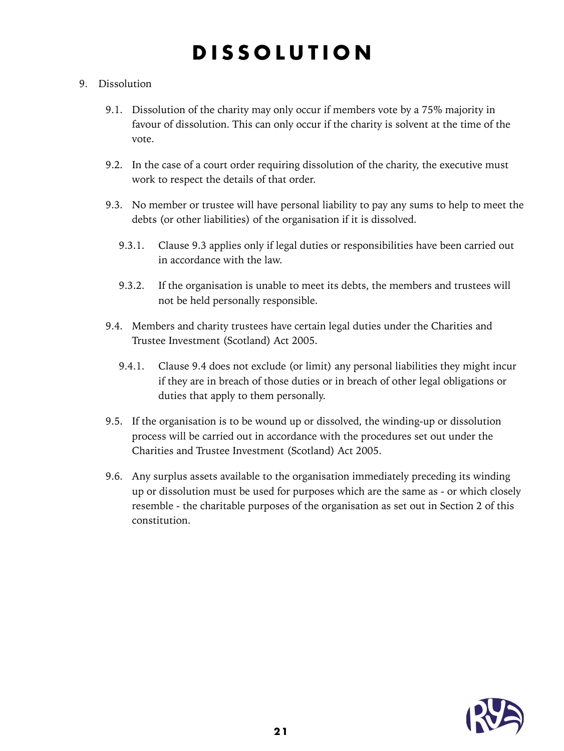# DISSOLUTION

9. Dissolution

   9.1. Dissolution of the charity may only occur if members vote by a 75% majority in favour of dissolution. This can only occur if the charity is solvent at the time of the vote.

   9.2. In the case of a court order requiring dissolution of the charity, the executive must work to respect the details of that order.

   9.3. No member or trustee will have personal liability to pay any sums to help to meet the debts (or other liabilities) of the organisation if it is dissolved.

      9.3.1. Clause 9.3 applies only if legal duties or responsibilities have been carried out in accordance with the law.

      9.3.2. If the organisation is unable to meet its debts, the members and trustees will not be held personally responsible.

   9.4. Members and charity trustees have certain legal duties under the Charities and Trustee Investment (Scotland) Act 2005.

      9.4.1. Clause 9.4 does not exclude (or limit) any personal liabilities they might incur if they are in breach of those duties or in breach of other legal obligations or duties that apply to them personally.

   9.5. If the organisation is to be wound up or dissolved, the winding-up or dissolution process will be carried out in accordance with the procedures set out under the Charities and Trustee Investment (Scotland) Act 2005.

   9.6. Any surplus assets available to the organisation immediately preceding its winding up or dissolution must be used for purposes which are the same as - or which closely resemble - the charitable purposes of the organisation as set out in Section 2 of this constitution.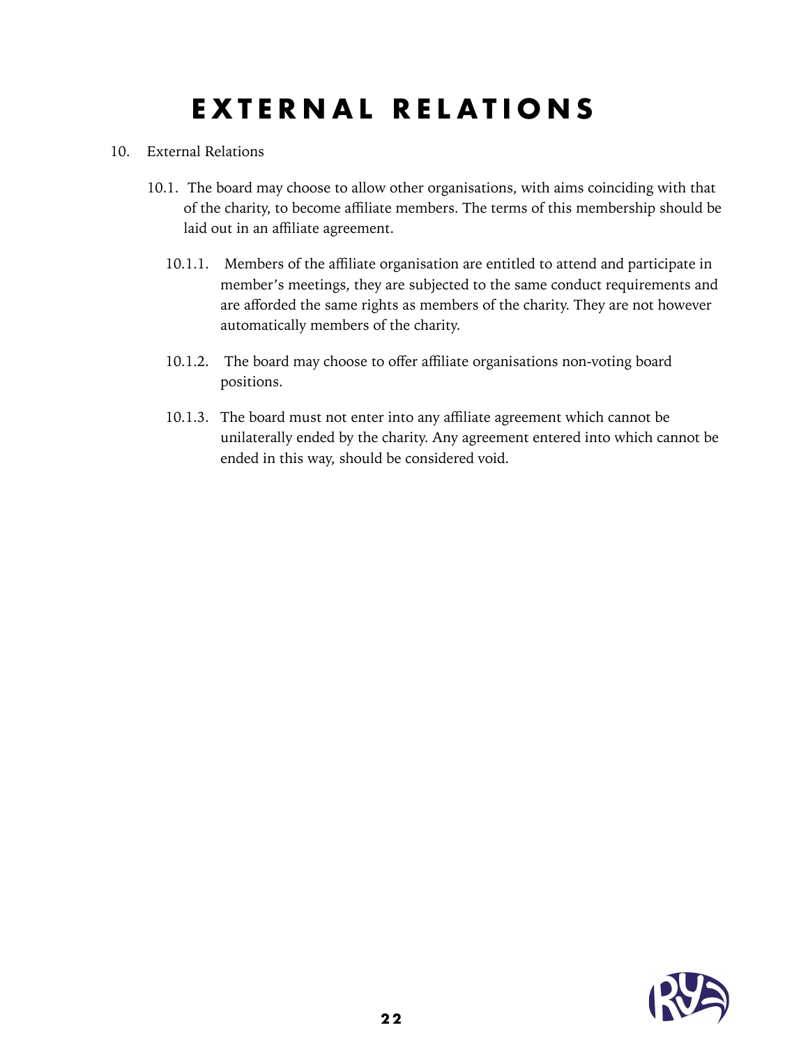# EXTERNAL RELATIONS

10. External Relations

    10.1. The board may choose to allow other organisations, with aims coinciding with that of the charity, to become affiliate members. The terms of this membership should be laid out in an affiliate agreement.

        10.1.1. Members of the affiliate organisation are entitled to attend and participate in member's meetings, they are subjected to the same conduct requirements and are afforded the same rights as members of the charity. They are not however automatically members of the charity.

        10.1.2. The board may choose to offer affiliate organisations non-voting board positions.

        10.1.3. The board must not enter into any affiliate agreement which cannot be unilaterally ended by the charity. Any agreement entered into which cannot be ended in this way, should be considered void.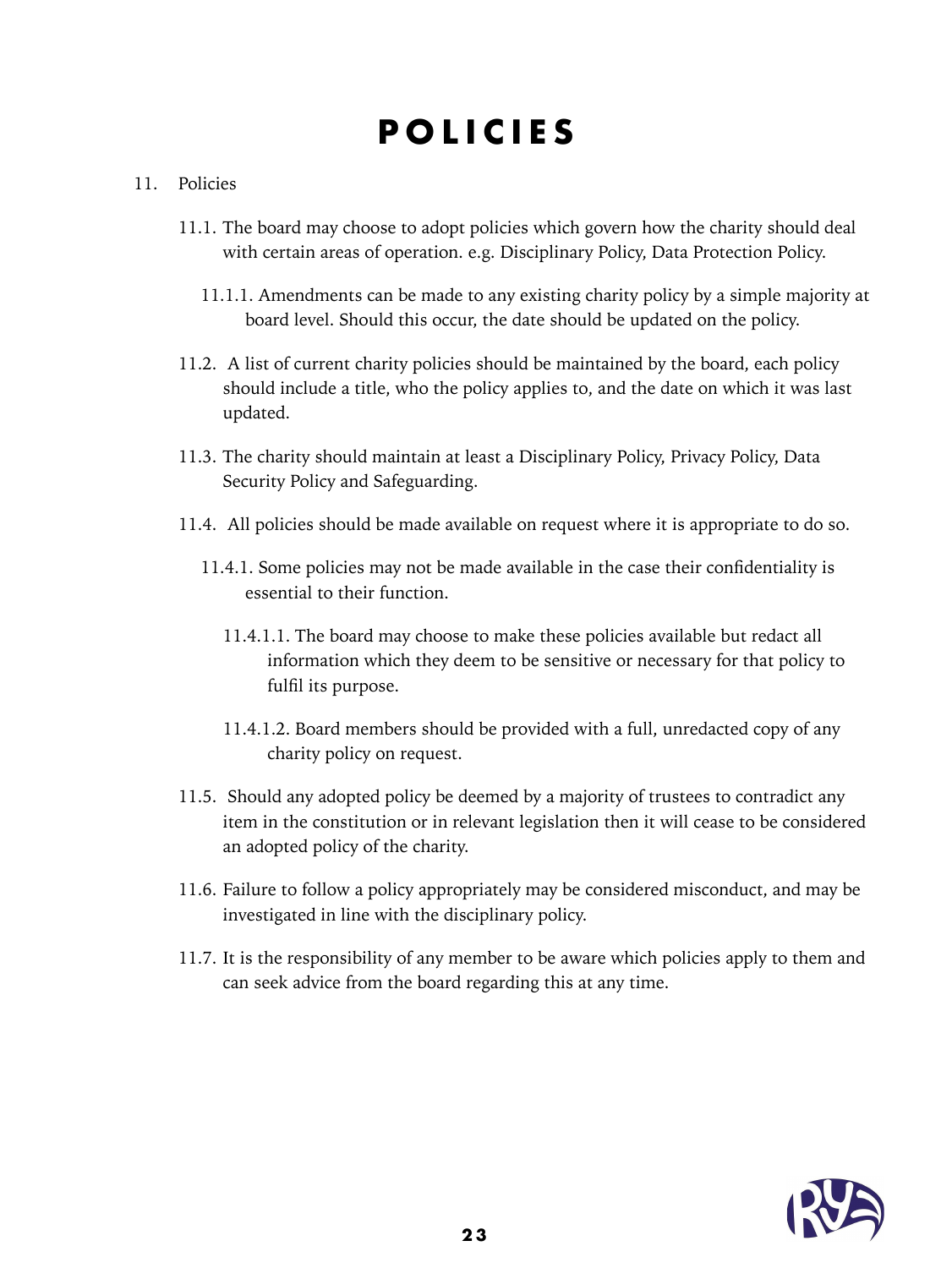# POLICIES

11. Policies

    11.1. The board may choose to adopt policies which govern how the charity should deal with certain areas of operation. e.g. Disciplinary Policy, Data Protection Policy.

    11.1.1. Amendments can be made to any existing charity policy by a simple majority at board level. Should this occur, the date should be updated on the policy.

    11.2. A list of current charity policies should be maintained by the board, each policy should include a title, who the policy applies to, and the date on which it was last updated.

    11.3. The charity should maintain at least a Disciplinary Policy, Privacy Policy, Data Security Policy and Safeguarding.

    11.4. All policies should be made available on request where it is appropriate to do so.

    11.4.1. Some policies may not be made available in the case their confidentiality is essential to their function.

    11.4.1.1. The board may choose to make these policies available but redact all information which they deem to be sensitive or necessary for that policy to fulfil its purpose.

    11.4.1.2. Board members should be provided with a full, unredacted copy of any charity policy on request.

    11.5. Should any adopted policy be deemed by a majority of trustees to contradict any item in the constitution or in relevant legislation then it will cease to be considered an adopted policy of the charity.

    11.6. Failure to follow a policy appropriately may be considered misconduct, and may be investigated in line with the disciplinary policy.

    11.7. It is the responsibility of any member to be aware which policies apply to them and can seek advice from the board regarding this at any time.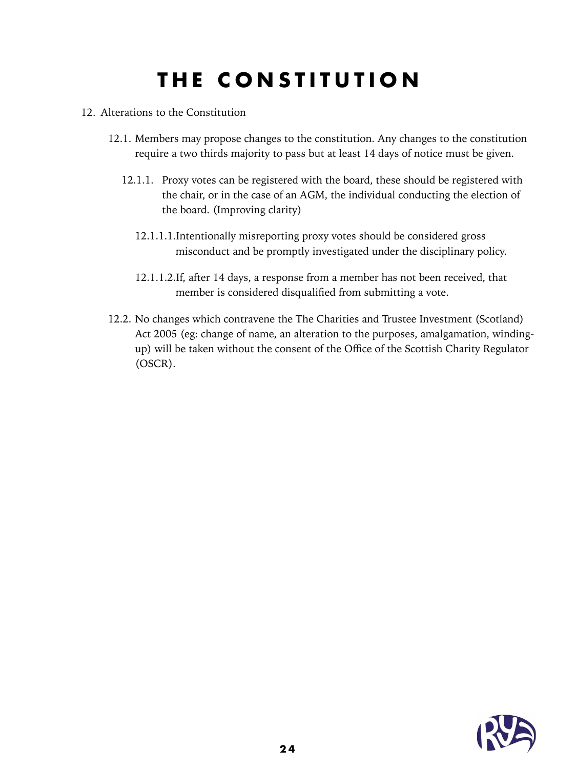# THE CONSTITUTION

12. Alterations to the Constitution

    12.1. Members may propose changes to the constitution. Any changes to the constitution require a two thirds majority to pass but at least 14 days of notice must be given.

        12.1.1. Proxy votes can be registered with the board, these should be registered with the chair, or in the case of an AGM, the individual conducting the election of the board. (Improving clarity)

            12.1.1.1. Intentionally misreporting proxy votes should be considered gross misconduct and be promptly investigated under the disciplinary policy.

            12.1.1.2. If, after 14 days, a response from a member has not been received, that member is considered disqualified from submitting a vote.

    12.2. No changes which contravene the The Charities and Trustee Investment (Scotland) Act 2005 (eg: change of name, an alteration to the purposes, amalgamation, winding-up) will be taken without the consent of the Office of the Scottish Charity Regulator (OSCR).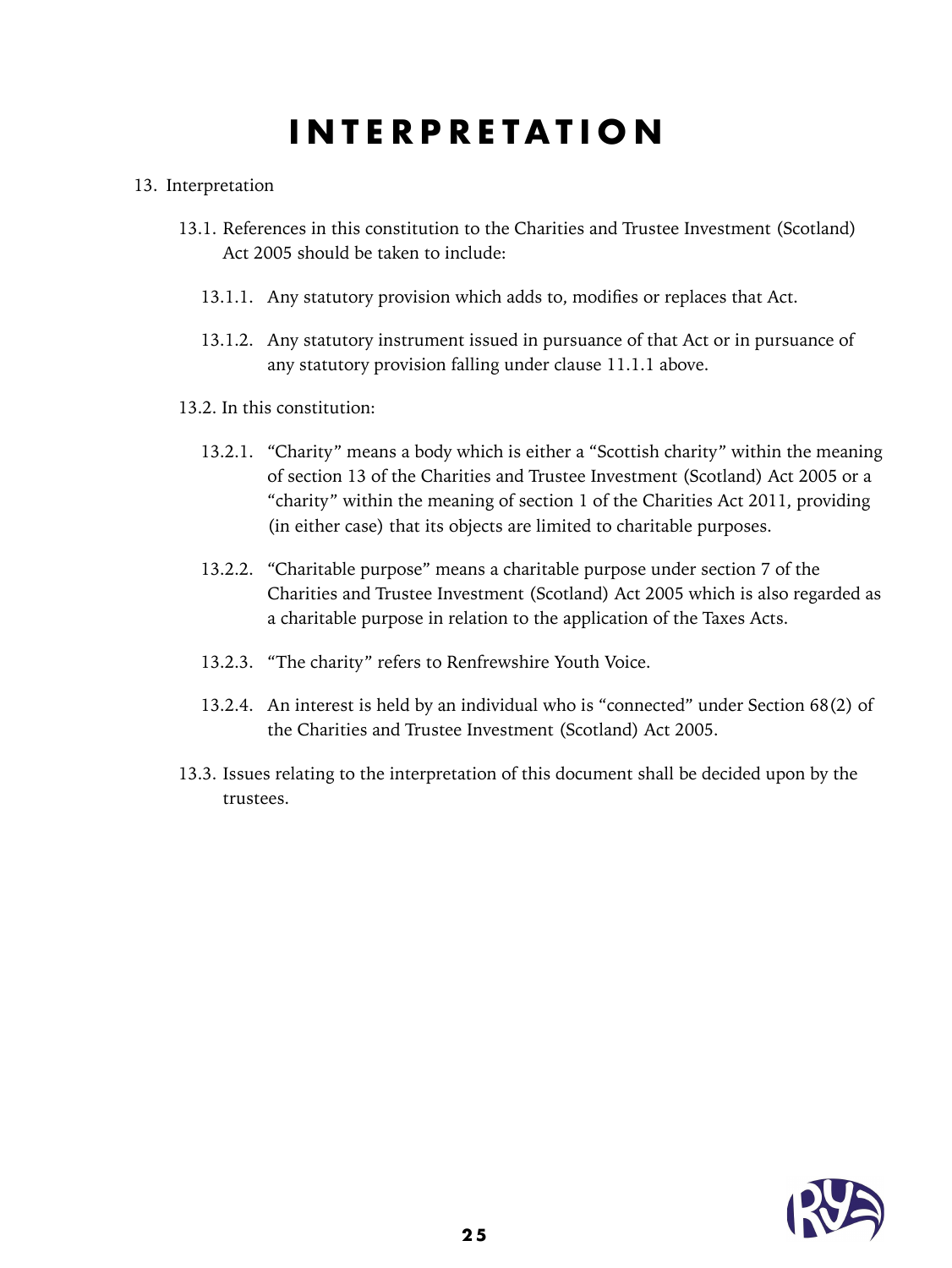# INTERPRETATION

13. Interpretation

   13.1. References in this constitution to the Charities and Trustee Investment (Scotland) Act 2005 should be taken to include:

      13.1.1. Any statutory provision which adds to, modifies or replaces that Act.

      13.1.2. Any statutory instrument issued in pursuance of that Act or in pursuance of any statutory provision falling under clause 11.1.1 above.

   13.2. In this constitution:

      13.2.1. "Charity" means a body which is either a "Scottish charity" within the meaning of section 13 of the Charities and Trustee Investment (Scotland) Act 2005 or a "charity" within the meaning of section 1 of the Charities Act 2011, providing (in either case) that its objects are limited to charitable purposes.

      13.2.2. "Charitable purpose" means a charitable purpose under section 7 of the Charities and Trustee Investment (Scotland) Act 2005 which is also regarded as a charitable purpose in relation to the application of the Taxes Acts.

      13.2.3. "The charity" refers to Renfrewshire Youth Voice.

      13.2.4. An interest is held by an individual who is "connected" under Section 68(2) of the Charities and Trustee Investment (Scotland) Act 2005.

   13.3. Issues relating to the interpretation of this document shall be decided upon by the trustees.